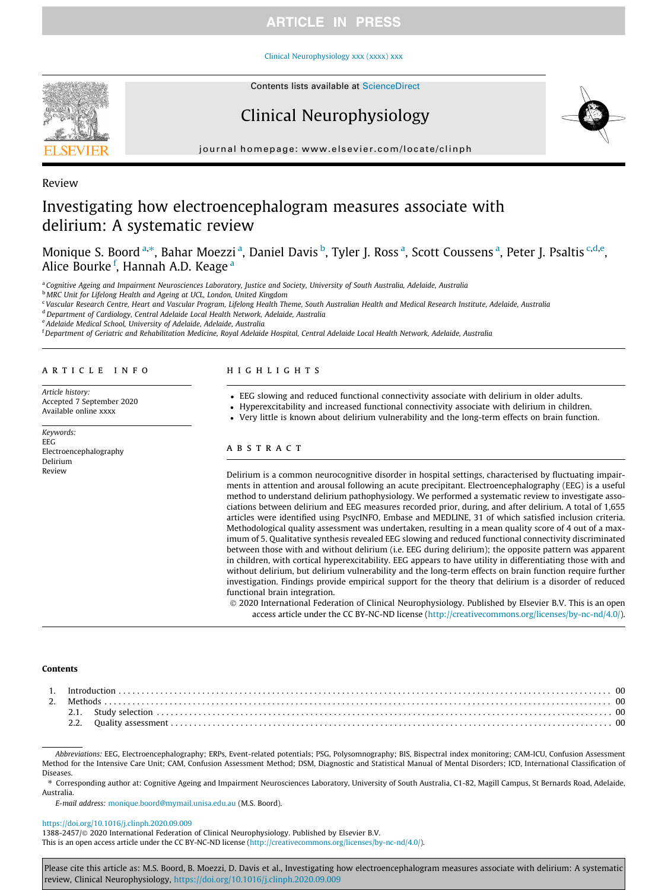Review

# Investigating how electroencephalogram measures associate with delirium: A systematic review

Monique S. Boord [a,*], Bahar Moezzi [a], Daniel Davis [b], Tyler J. Ross [a], Scott Coussens [a], Peter J. Psaltis [c,d,e], Alice Bourke [f], Hannah A.D. Keage [a]

[a] Cognitive Ageing and Impairment Neurosciences Laboratory, Justice and Society, University of South Australia, Adelaide, Australia
[b] MRC Unit for Lifelong Health and Ageing at UCL, London, United Kingdom
[c] Vascular Research Centre, Heart and Vascular Program, Lifelong Health Theme, South Australian Health and Medical Research Institute, Adelaide, Australia
[d] Department of Cardiology, Central Adelaide Local Health Network, Adelaide, Australia
[e] Adelaide Medical School, University of Adelaide, Adelaide, Australia
[f] Department of Geriatric and Rehabilitation Medicine, Royal Adelaide Hospital, Central Adelaide Local Health Network, Adelaide, Australia

## ARTICLE INFO

*Article history:*
Accepted 7 September 2020
Available online xxxx

*Keywords:*
EEG
Electroencephalography
Delirium
Review

## HIGHLIGHTS

- EEG slowing and reduced functional connectivity associate with delirium in older adults.
- Hyperexcitability and increased functional connectivity associate with delirium in children.
- Very little is known about delirium vulnerability and the long-term effects on brain function.

## ABSTRACT

Delirium is a common neurocognitive disorder in hospital settings, characterised by fluctuating impairments in attention and arousal following an acute precipitant. Electroencephalography (EEG) is a useful method to understand delirium pathophysiology. We performed a systematic review to investigate associations between delirium and EEG measures recorded prior, during, and after delirium. A total of 1,655 articles were identified using PsycINFO, Embase and MEDLINE, 31 of which satisfied inclusion criteria. Methodological quality assessment was undertaken, resulting in a mean quality score of 4 out of a maximum of 5. Qualitative synthesis revealed EEG slowing and reduced functional connectivity discriminated between those with and without delirium (i.e. EEG during delirium); the opposite pattern was apparent in children, with cortical hyperexcitability. EEG appears to have utility in differentiating those with and without delirium, but delirium vulnerability and the long-term effects on brain function require further investigation. Findings provide empirical support for the theory that delirium is a disorder of reduced functional brain integration.

© 2020 International Federation of Clinical Neurophysiology. Published by Elsevier B.V. This is an open access article under the CC BY-NC-ND license (http://creativecommons.org/licenses/by-nc-nd/4.0/).

**Contents**

1. Introduction . . . 00
2. Methods . . . 00
   2.1. Study selection . . . 00
   2.2. Quality assessment . . . 00

*Abbreviations:* EEG, Electroencephalography; ERPs, Event-related potentials; PSG, Polysomnography; BIS, Bispectral index monitoring; CAM-ICU, Confusion Assessment Method for the Intensive Care Unit; CAM, Confusion Assessment Method; DSM, Diagnostic and Statistical Manual of Mental Disorders; ICD, International Classification of Diseases.

* Corresponding author at: Cognitive Ageing and Impairment Neurosciences Laboratory, University of South Australia, C1-82, Magill Campus, St Bernards Road, Adelaide, Australia.

*E-mail address:* monique.boord@mymail.unisa.edu.au (M.S. Boord).

https://doi.org/10.1016/j.clinph.2020.09.009
1388-2457/© 2020 International Federation of Clinical Neurophysiology. Published by Elsevier B.V.
This is an open access article under the CC BY-NC-ND license (http://creativecommons.org/licenses/by-nc-nd/4.0/).

Please cite this article as: M.S. Boord, B. Moezzi, D. Davis et al., Investigating how electroencephalogram measures associate with delirium: A systematic review, Clinical Neurophysiology, https://doi.org/10.1016/j.clinph.2020.09.009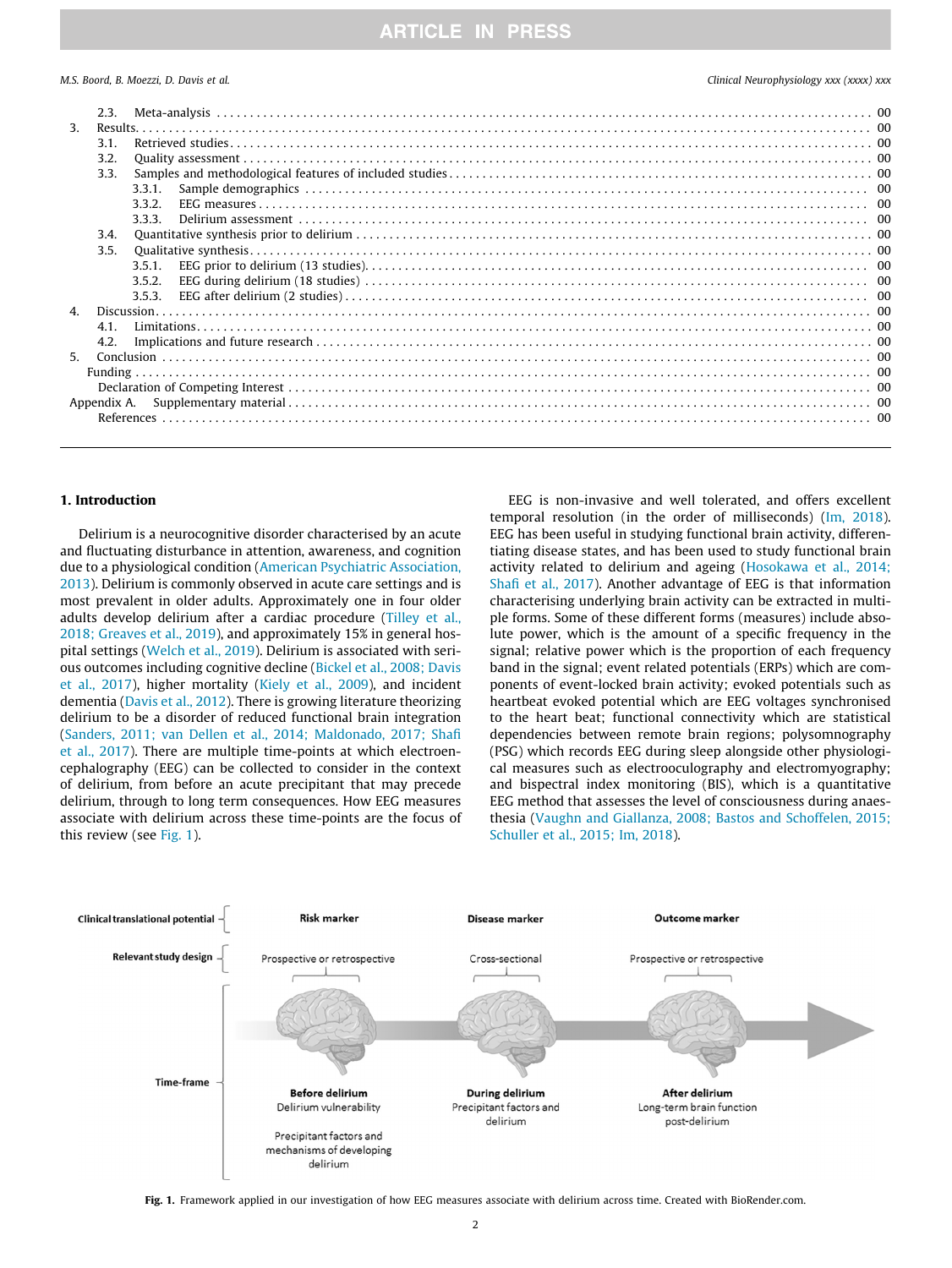2.3. Meta-analysis . . . . . . . . . . . . . . . . . . . . . . . . . . . . . . . . . . . . . . . . . . . . . . . . . . . . . . . . . . . . . . . . . . . . . . . . . . . . . . . . . 00
3. Results. . . . . . . . . . . . . . . . . . . . . . . . . . . . . . . . . . . . . . . . . . . . . . . . . . . . . . . . . . . . . . . . . . . . . . . . . . . . . . . . . . . . . . . . 00
3.1. Retrieved studies. . . . . . . . . . . . . . . . . . . . . . . . . . . . . . . . . . . . . . . . . . . . . . . . . . . . . . . . . . . . . . . . . . . . . . . . . . . . . . . 00
3.2. Quality assessment . . . . . . . . . . . . . . . . . . . . . . . . . . . . . . . . . . . . . . . . . . . . . . . . . . . . . . . . . . . . . . . . . . . . . . . . . . . . . 00
3.3. Samples and methodological features of included studies . . . . . . . . . . . . . . . . . . . . . . . . . . . . . . . . . . . . . . . . . . . . . . . . . 00
3.3.1. Sample demographics . . . . . . . . . . . . . . . . . . . . . . . . . . . . . . . . . . . . . . . . . . . . . . . . . . . . . . . . . . . . . . . . . . . . . 00
3.3.2. EEG measures . . . . . . . . . . . . . . . . . . . . . . . . . . . . . . . . . . . . . . . . . . . . . . . . . . . . . . . . . . . . . . . . . . . . . . . . . . . . 00
3.3.3. Delirium assessment . . . . . . . . . . . . . . . . . . . . . . . . . . . . . . . . . . . . . . . . . . . . . . . . . . . . . . . . . . . . . . . . . . . . . . 00
3.4. Quantitative synthesis prior to delirium . . . . . . . . . . . . . . . . . . . . . . . . . . . . . . . . . . . . . . . . . . . . . . . . . . . . . . . . . . . . . 00
3.5. Qualitative synthesis. . . . . . . . . . . . . . . . . . . . . . . . . . . . . . . . . . . . . . . . . . . . . . . . . . . . . . . . . . . . . . . . . . . . . . . . . . . . 00
3.5.1. EEG prior to delirium (13 studies). . . . . . . . . . . . . . . . . . . . . . . . . . . . . . . . . . . . . . . . . . . . . . . . . . . . . . . . . . . . 00
3.5.2. EEG during delirium (18 studies) . . . . . . . . . . . . . . . . . . . . . . . . . . . . . . . . . . . . . . . . . . . . . . . . . . . . . . . . . . . . 00
3.5.3. EEG after delirium (2 studies) . . . . . . . . . . . . . . . . . . . . . . . . . . . . . . . . . . . . . . . . . . . . . . . . . . . . . . . . . . . . . . 00
4. Discussion. . . . . . . . . . . . . . . . . . . . . . . . . . . . . . . . . . . . . . . . . . . . . . . . . . . . . . . . . . . . . . . . . . . . . . . . . . . . . . . . . . . . . . . . 00
4.1. Limitations. . . . . . . . . . . . . . . . . . . . . . . . . . . . . . . . . . . . . . . . . . . . . . . . . . . . . . . . . . . . . . . . . . . . . . . . . . . . . . . . . . . 00
4.2. Implications and future research . . . . . . . . . . . . . . . . . . . . . . . . . . . . . . . . . . . . . . . . . . . . . . . . . . . . . . . . . . . . . . . . . . 00
5. Conclusion . . . . . . . . . . . . . . . . . . . . . . . . . . . . . . . . . . . . . . . . . . . . . . . . . . . . . . . . . . . . . . . . . . . . . . . . . . . . . . . . . . . . . . . 00
Funding . . . . . . . . . . . . . . . . . . . . . . . . . . . . . . . . . . . . . . . . . . . . . . . . . . . . . . . . . . . . . . . . . . . . . . . . . . . . . . . . . . . . . . . . . . 00
Declaration of Competing Interest . . . . . . . . . . . . . . . . . . . . . . . . . . . . . . . . . . . . . . . . . . . . . . . . . . . . . . . . . . . . . . . . . . . . . . 00
Appendix A. Supplementary material . . . . . . . . . . . . . . . . . . . . . . . . . . . . . . . . . . . . . . . . . . . . . . . . . . . . . . . . . . . . . . . . . . 00
References . . . . . . . . . . . . . . . . . . . . . . . . . . . . . . . . . . . . . . . . . . . . . . . . . . . . . . . . . . . . . . . . . . . . . . . . . . . . . . . . . . . . . . . . 00

## 1. Introduction

Delirium is a neurocognitive disorder characterised by an acute and fluctuating disturbance in attention, awareness, and cognition due to a physiological condition (American Psychiatric Association, 2013). Delirium is commonly observed in acute care settings and is most prevalent in older adults. Approximately one in four older adults develop delirium after a cardiac procedure (Tilley et al., 2018; Greaves et al., 2019), and approximately 15% in general hospital settings (Welch et al., 2019). Delirium is associated with serious outcomes including cognitive decline (Bickel et al., 2008; Davis et al., 2017), higher mortality (Kiely et al., 2009), and incident dementia (Davis et al., 2012). There is growing literature theorizing delirium to be a disorder of reduced functional brain integration (Sanders, 2011; van Dellen et al., 2014; Maldonado, 2017; Shafi et al., 2017). There are multiple time-points at which electroencephalography (EEG) can be collected to consider in the context of delirium, from before an acute precipitant that may precede delirium, through to long term consequences. How EEG measures associate with delirium across these time-points are the focus of this review (see Fig. 1).

EEG is non-invasive and well tolerated, and offers excellent temporal resolution (in the order of milliseconds) (Im, 2018). EEG has been useful in studying functional brain activity, differentiating disease states, and has been used to study functional brain activity related to delirium and ageing (Hosokawa et al., 2014; Shafi et al., 2017). Another advantage of EEG is that information characterising underlying brain activity can be extracted in multiple forms. Some of these different forms (measures) include absolute power, which is the amount of a specific frequency in the signal; relative power which is the proportion of each frequency band in the signal; event related potentials (ERPs) which are components of event-locked brain activity; evoked potentials such as heartbeat evoked potential which are EEG voltages synchronised to the heart beat; functional connectivity which are statistical dependencies between remote brain regions; polysomnography (PSG) which records EEG during sleep alongside other physiological measures such as electrooculography and electromyography; and bispectral index monitoring (BIS), which is a quantitative EEG method that assesses the level of consciousness during anaesthesia (Vaughn and Giallanza, 2008; Bastos and Schoffelen, 2015; Schuller et al., 2015; Im, 2018).

Clinical translational potential
Relevant study design
Time-frame

Risk marker
Prospective or retrospective
Before delirium
Delirium vulnerability
Precipitant factors and mechanisms of developing delirium

Disease marker
Cross-sectional
During delirium
Precipitant factors and delirium

Outcome marker
Prospective or retrospective
After delirium
Long-term brain function post-delirium

**Fig. 1.** Framework applied in our investigation of how EEG measures associate with delirium across time. Created with BioRender.com.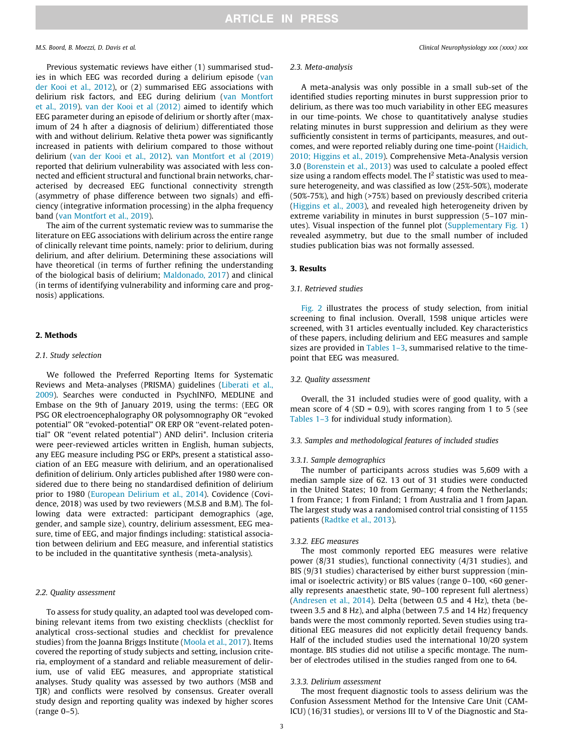Previous systematic reviews have either (1) summarised studies in which EEG was recorded during a delirium episode (van der Kooi et al., 2012), or (2) summarised EEG associations with delirium risk factors, and EEG during delirium (van Montfort et al., 2019). van der Kooi et al (2012) aimed to identify which EEG parameter during an episode of delirium or shortly after (maximum of 24 h after a diagnosis of delirium) differentiated those with and without delirium. Relative theta power was significantly increased in patients with delirium compared to those without delirium (van der Kooi et al., 2012). van Montfort et al (2019) reported that delirium vulnerability was associated with less connected and efficient structural and functional brain networks, characterised by decreased EEG functional connectivity strength (asymmetry of phase difference between two signals) and efficiency (integrative information processing) in the alpha frequency band (van Montfort et al., 2019).

The aim of the current systematic review was to summarise the literature on EEG associations with delirium across the entire range of clinically relevant time points, namely: prior to delirium, during delirium, and after delirium. Determining these associations will have theoretical (in terms of further refining the understanding of the biological basis of delirium; Maldonado, 2017) and clinical (in terms of identifying vulnerability and informing care and prognosis) applications.

## 2. Methods

### 2.1. Study selection

We followed the Preferred Reporting Items for Systematic Reviews and Meta-analyses (PRISMA) guidelines (Liberati et al., 2009). Searches were conducted in PsychINFO, MEDLINE and Embase on the 9th of January 2019, using the terms: (EEG OR PSG OR electroencephalography OR polysomnography OR "evoked potential" OR "evoked-potential" OR ERP OR "event-related potential" OR "event related potential") AND deliri*. Inclusion criteria were peer-reviewed articles written in English, human subjects, any EEG measure including PSG or ERPs, present a statistical association of an EEG measure with delirium, and an operationalised definition of delirium. Only articles published after 1980 were considered due to there being no standardised definition of delirium prior to 1980 (European Delirium et al., 2014). Covidence (Covidence, 2018) was used by two reviewers (M.S.B and B.M). The following data were extracted: participant demographics (age, gender, and sample size), country, delirium assessment, EEG measure, time of EEG, and major findings including: statistical association between delirium and EEG measure, and inferential statistics to be included in the quantitative synthesis (meta-analysis).

### 2.2. Quality assessment

To assess for study quality, an adapted tool was developed combining relevant items from two existing checklists (checklist for analytical cross-sectional studies and checklist for prevalence studies) from the Joanna Briggs Institute (Moola et al., 2017). Items covered the reporting of study subjects and setting, inclusion criteria, employment of a standard and reliable measurement of delirium, use of valid EEG measures, and appropriate statistical analyses. Study quality was assessed by two authors (MSB and TJR) and conflicts were resolved by consensus. Greater overall study design and reporting quality was indexed by higher scores (range 0–5).

### 2.3. Meta-analysis

A meta-analysis was only possible in a small sub-set of the identified studies reporting minutes in burst suppression prior to delirium, as there was too much variability in other EEG measures in our time-points. We chose to quantitatively analyse studies relating minutes in burst suppression and delirium as they were sufficiently consistent in terms of participants, measures, and outcomes, and were reported reliably during one time-point (Haidich, 2010; Higgins et al., 2019). Comprehensive Meta-Analysis version 3.0 (Borenstein et al., 2013) was used to calculate a pooled effect size using a random effects model. The $I^2$ statistic was used to measure heterogeneity, and was classified as low (25%-50%), moderate (50%-75%), and high (>75%) based on previously described criteria (Higgins et al., 2003), and revealed high heterogeneity driven by extreme variability in minutes in burst suppression (5–107 minutes). Visual inspection of the funnel plot (Supplementary Fig. 1) revealed asymmetry, but due to the small number of included studies publication bias was not formally assessed.

## 3. Results

### 3.1. Retrieved studies

Fig. 2 illustrates the process of study selection, from initial screening to final inclusion. Overall, 1598 unique articles were screened, with 31 articles eventually included. Key characteristics of these papers, including delirium and EEG measures and sample sizes are provided in Tables 1–3, summarised relative to the time-point that EEG was measured.

### 3.2. Quality assessment

Overall, the 31 included studies were of good quality, with a mean score of 4 (SD = 0.9), with scores ranging from 1 to 5 (see Tables 1–3 for individual study information).

### 3.3. Samples and methodological features of included studies

#### 3.3.1. Sample demographics

The number of participants across studies was 5,609 with a median sample size of 62. 13 out of 31 studies were conducted in the United States; 10 from Germany; 4 from the Netherlands; 1 from France; 1 from Finland; 1 from Australia and 1 from Japan. The largest study was a randomised control trial consisting of 1155 patients (Radtke et al., 2013).

#### 3.3.2. EEG measures

The most commonly reported EEG measures were relative power (8/31 studies), functional connectivity (4/31 studies), and BIS (9/31 studies) characterised by either burst suppression (minimal or isoelectric activity) or BIS values (range 0–100, <60 generally represents anaesthetic state, 90–100 represent full alertness) (Andresen et al., 2014). Delta (between 0.5 and 4 Hz), theta (between 3.5 and 8 Hz), and alpha (between 7.5 and 14 Hz) frequency bands were the most commonly reported. Seven studies using traditional EEG measures did not explicitly detail frequency bands. Half of the included studies used the international 10/20 system montage. BIS studies did not utilise a specific montage. The number of electrodes utilised in the studies ranged from one to 64.

#### 3.3.3. Delirium assessment

The most frequent diagnostic tools to assess delirium was the Confusion Assessment Method for the Intensive Care Unit (CAM-ICU) (16/31 studies), or versions III to V of the Diagnostic and Sta-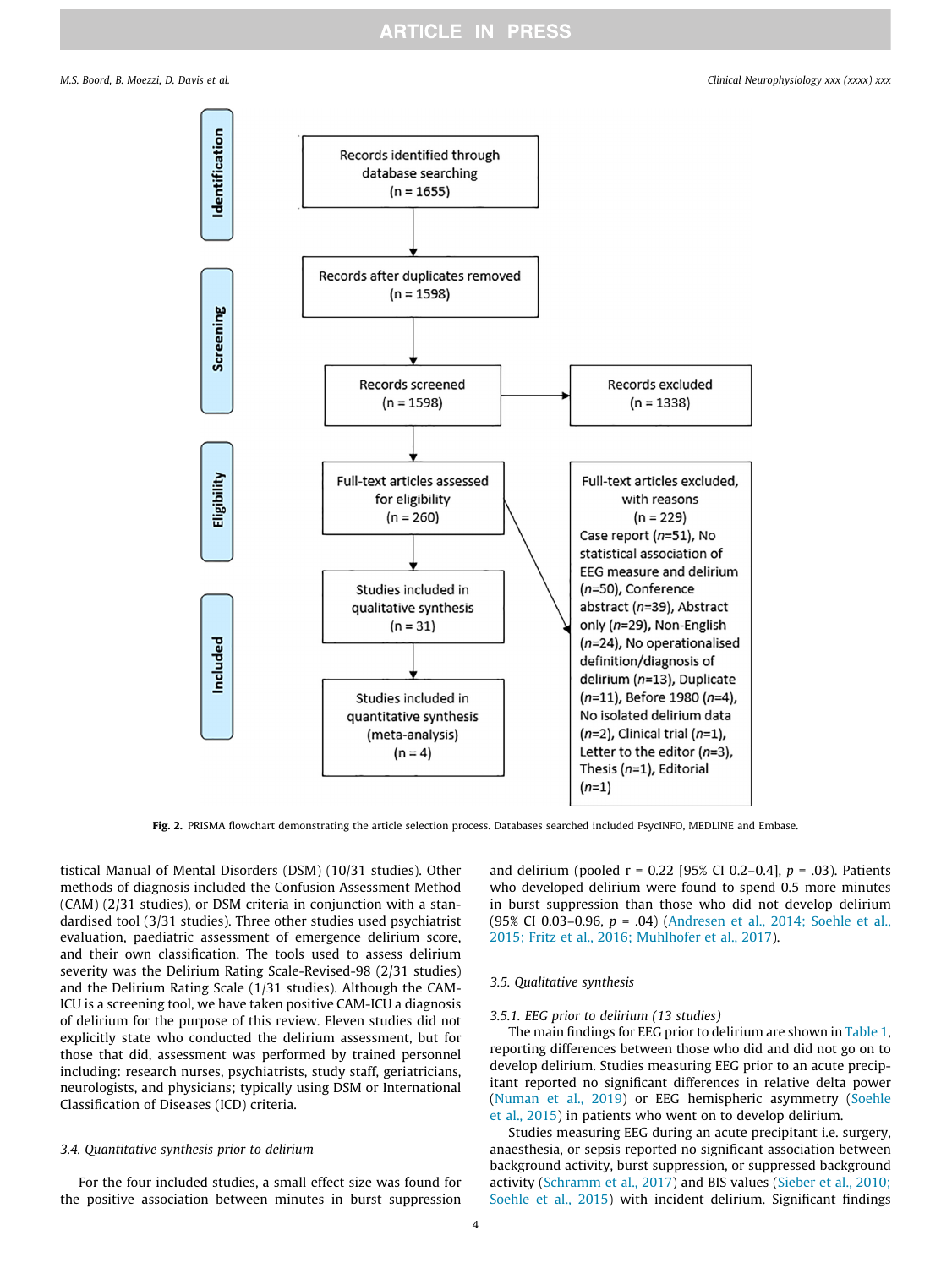Identification

Records identified through database searching (n = 1655)

Records after duplicates removed (n = 1598)

Screening

Records screened (n = 1598)

Records excluded (n = 1338)

Eligibility

Full-text articles assessed for eligibility (n = 260)

Full-text articles excluded, with reasons (n = 229)
Case report (*n*=51), No statistical association of EEG measure and delirium (*n*=50), Conference abstract (*n*=39), Abstract only (*n*=29), Non-English (*n*=24), No operationalised definition/diagnosis of delirium (*n*=13), Duplicate (*n*=11), Before 1980 (*n*=4), No isolated delirium data (*n*=2), Clinical trial (*n*=1), Letter to the editor (*n*=3), Thesis (*n*=1), Editorial (*n*=1)

Included

Studies included in qualitative synthesis (n = 31)

Studies included in quantitative synthesis (meta-analysis) (n = 4)

**Fig. 2.** PRISMA flowchart demonstrating the article selection process. Databases searched included PsycINFO, MEDLINE and Embase.

tistical Manual of Mental Disorders (DSM) (10/31 studies). Other methods of diagnosis included the Confusion Assessment Method (CAM) (2/31 studies), or DSM criteria in conjunction with a standardised tool (3/31 studies). Three other studies used psychiatrist evaluation, paediatric assessment of emergence delirium score, and their own classification. The tools used to assess delirium severity was the Delirium Rating Scale-Revised-98 (2/31 studies) and the Delirium Rating Scale (1/31 studies). Although the CAM-ICU is a screening tool, we have taken positive CAM-ICU a diagnosis of delirium for the purpose of this review. Eleven studies did not explicitly state who conducted the delirium assessment, but for those that did, assessment was performed by trained personnel including: research nurses, psychiatrists, study staff, geriatricians, neurologists, and physicians; typically using DSM or International Classification of Diseases (ICD) criteria.

### 3.4. Quantitative synthesis prior to delirium

For the four included studies, a small effect size was found for the positive association between minutes in burst suppression and delirium (pooled r = 0.22 [95% CI 0.2–0.4], *p* = .03). Patients who developed delirium were found to spend 0.5 more minutes in burst suppression than those who did not develop delirium (95% CI 0.03–0.96, *p* = .04) (Andresen et al., 2014; Soehle et al., 2015; Fritz et al., 2016; Muhlhofer et al., 2017).

### 3.5. Qualitative synthesis

#### 3.5.1. EEG prior to delirium (13 studies)

The main findings for EEG prior to delirium are shown in Table 1, reporting differences between those who did and did not go on to develop delirium. Studies measuring EEG prior to an acute precipitant reported no significant differences in relative delta power (Numan et al., 2019) or EEG hemispheric asymmetry (Soehle et al., 2015) in patients who went on to develop delirium.

Studies measuring EEG during an acute precipitant i.e. surgery, anaesthesia, or sepsis reported no significant association between background activity, burst suppression, or suppressed background activity (Schramm et al., 2017) and BIS values (Sieber et al., 2010; Soehle et al., 2015) with incident delirium. Significant findings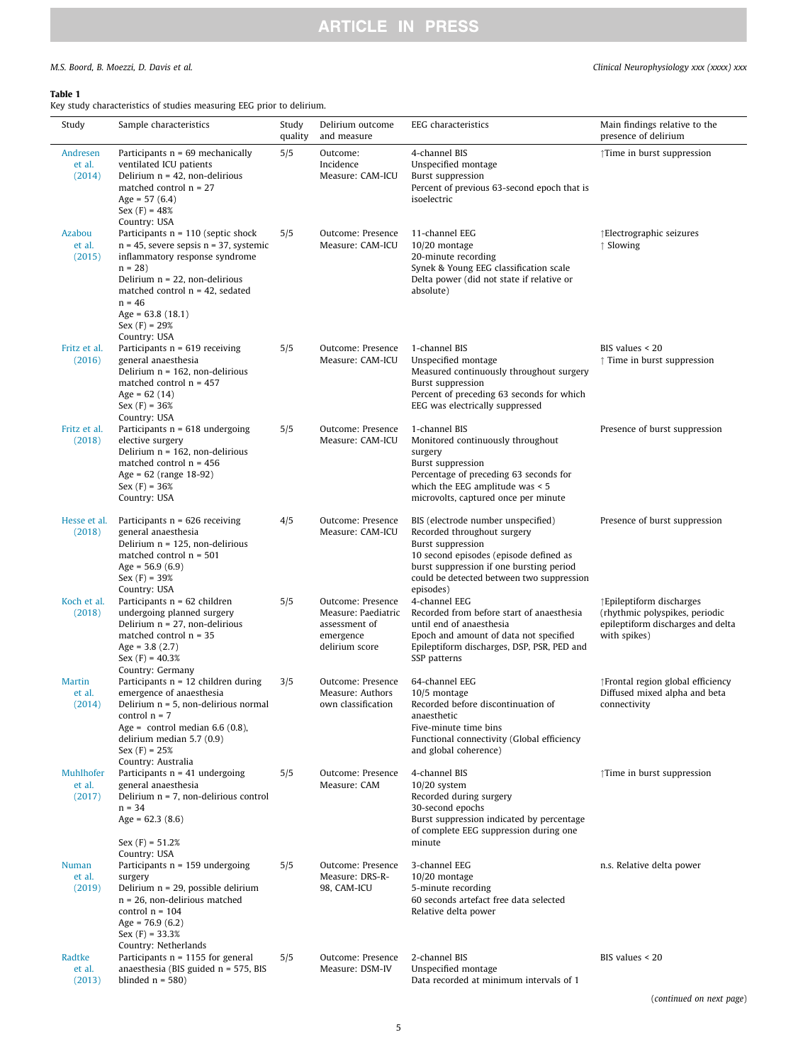**Table 1**
Key study characteristics of studies measuring EEG prior to delirium.

| Study | Sample characteristics | Study quality | Delirium outcome and measure | EEG characteristics | Main findings relative to the presence of delirium |
|---|---|---|---|---|---|
| Andresen et al. (2014) | Participants n = 69 mechanically ventilated ICU patients<br>Delirium n = 42, non-delirious matched control n = 27<br>Age = 57 (6.4)<br>Sex (F) = 48%<br>Country: USA | 5/5 | Outcome: Incidence<br>Measure: CAM-ICU | 4-channel BIS<br>Unspecified montage<br>Burst suppression<br>Percent of previous 63-second epoch that is isoelectric | ↑Time in burst suppression |
| Azabou et al. (2015) | Participants n = 110 (septic shock n = 45, severe sepsis n = 37, systemic inflammatory response syndrome n = 28)<br>Delirium n = 22, non-delirious matched control n = 42, sedated n = 46<br>Age = 63.8 (18.1)<br>Sex (F) = 29%<br>Country: USA | 5/5 | Outcome: Presence<br>Measure: CAM-ICU | 11-channel EEG<br>10/20 montage<br>20-minute recording<br>Synek & Young EEG classification scale<br>Delta power (did not state if relative or absolute) | ↑Electrographic seizures<br>↑ Slowing |
| Fritz et al. (2016) | Participants n = 619 receiving general anaesthesia<br>Delirium n = 162, non-delirious matched control n = 457<br>Age = 62 (14)<br>Sex (F) = 36%<br>Country: USA | 5/5 | Outcome: Presence<br>Measure: CAM-ICU | 1-channel BIS<br>Unspecified montage<br>Measured continuously throughout surgery<br>Burst suppression<br>Percent of preceding 63 seconds for which EEG was electrically suppressed | BIS values < 20<br>↑ Time in burst suppression |
| Fritz et al. (2018) | Participants n = 618 undergoing elective surgery<br>Delirium n = 162, non-delirious matched control n = 456<br>Age = 62 (range 18-92)<br>Sex (F) = 36%<br>Country: USA | 5/5 | Outcome: Presence<br>Measure: CAM-ICU | 1-channel BIS<br>Monitored continuously throughout surgery<br>Burst suppression<br>Percentage of preceding 63 seconds for which the EEG amplitude was < 5 microvolts, captured once per minute | Presence of burst suppression |
| Hesse et al. (2018) | Participants n = 626 receiving general anaesthesia<br>Delirium n = 125, non-delirious matched control n = 501<br>Age = 56.9 (6.9)<br>Sex (F) = 39%<br>Country: USA | 4/5 | Outcome: Presence<br>Measure: CAM-ICU | BIS (electrode number unspecified)<br>Recorded throughout surgery<br>Burst suppression<br>10 second episodes (episode defined as burst suppression if one bursting period could be detected between two suppression episodes) | Presence of burst suppression |
| Koch et al. (2018) | Participants n = 62 children undergoing planned surgery<br>Delirium n = 27, non-delirious matched control n = 35<br>Age = 3.8 (2.7)<br>Sex (F) = 40.3%<br>Country: Germany | 5/5 | Outcome: Presence<br>Measure: Paediatric assessment of emergence delirium score | 4-channel EEG<br>Recorded from before start of anaesthesia until end of anaesthesia<br>Epoch and amount of data not specified<br>Epileptiform discharges, DSP, PSR, PED and SSP patterns | ↑Epileptiform discharges (rhythmic polyspikes, periodic epileptiform discharges and delta with spikes) |
| Martin et al. (2014) | Participants n = 12 children during emergence of anaesthesia<br>Delirium n = 5, non-delirious normal control n = 7<br>Age = control median 6.6 (0.8), delirium median 5.7 (0.9)<br>Sex (F) = 25%<br>Country: Australia | 3/5 | Outcome: Presence<br>Measure: Authors own classification | 64-channel EEG<br>10/5 montage<br>Recorded before discontinuation of anaesthetic<br>Five-minute time bins<br>Functional connectivity (Global efficiency and global coherence) | ↑Frontal region global efficiency<br>Diffused mixed alpha and beta connectivity |
| Muhlhofer et al. (2017) | Participants n = 41 undergoing general anaesthesia<br>Delirium n = 7, non-delirious control n = 34<br>Age = 62.3 (8.6)<br>Sex (F) = 51.2%<br>Country: USA | 5/5 | Outcome: Presence<br>Measure: CAM | 4-channel BIS<br>10/20 system<br>Recorded during surgery<br>30-second epochs<br>Burst suppression indicated by percentage of complete EEG suppression during one minute | ↑Time in burst suppression |
| Numan et al. (2019) | Participants n = 159 undergoing surgery<br>Delirium n = 29, possible delirium n = 26, non-delirious matched control n = 104<br>Age = 76.9 (6.2)<br>Sex (F) = 33.3%<br>Country: Netherlands | 5/5 | Outcome: Presence<br>Measure: DRS-R-98, CAM-ICU | 3-channel EEG<br>10/20 montage<br>5-minute recording<br>60 seconds artefact free data selected<br>Relative delta power | n.s. Relative delta power |
| Radtke et al. (2013) | Participants n = 1155 for general anaesthesia (BIS guided n = 575, BIS blinded n = 580) | 5/5 | Outcome: Presence<br>Measure: DSM-IV | 2-channel BIS<br>Unspecified montage<br>Data recorded at minimum intervals of 1 | BIS values < 20 |

(*continued on next page*)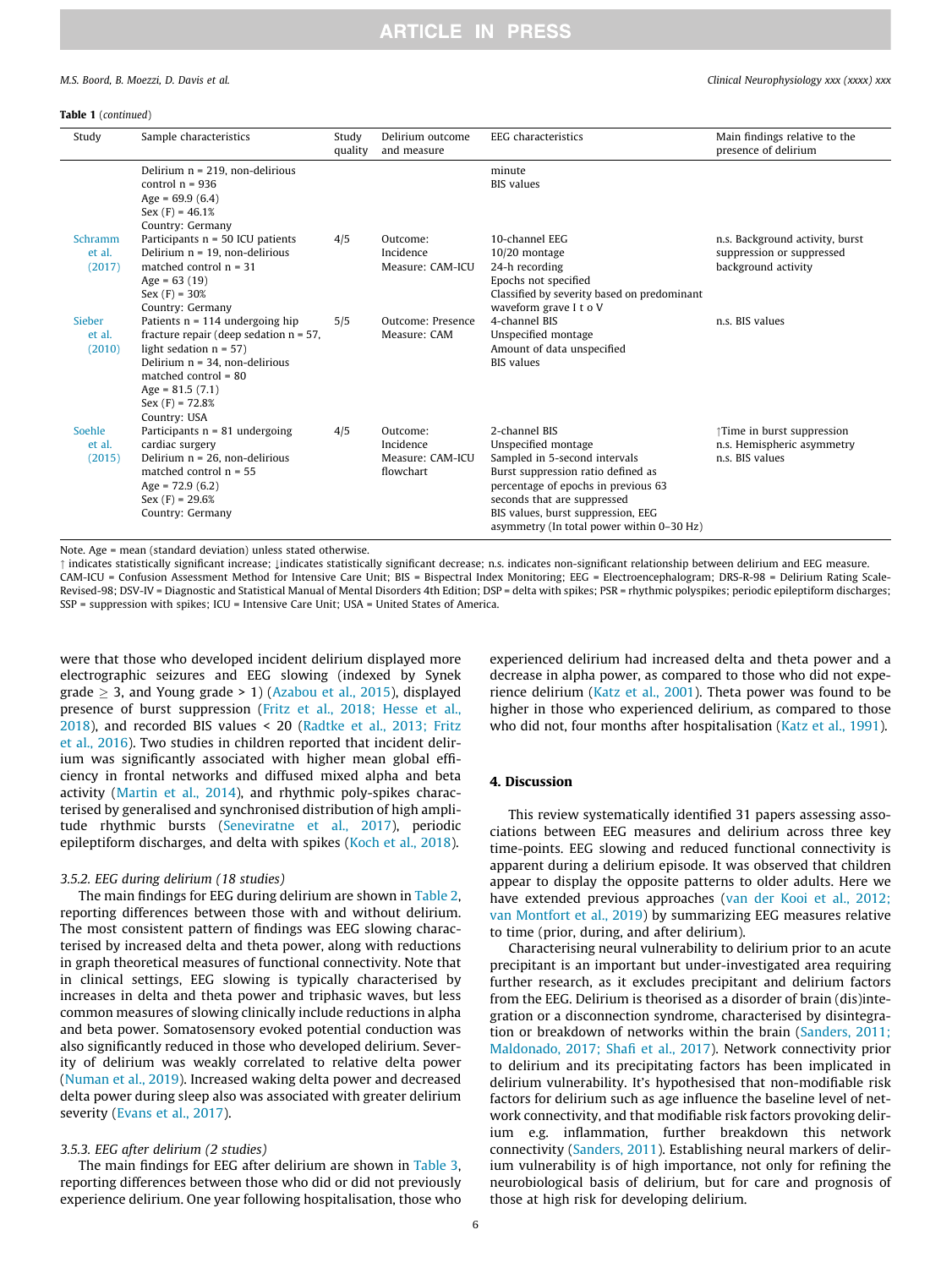**Table 1** (*continued*)

| Study | Sample characteristics | Study quality | Delirium outcome and measure | EEG characteristics | Main findings relative to the presence of delirium |
|---|---|---|---|---|---|
| | Delirium n = 219, non-delirious control n = 936<br>Age = 69.9 (6.4)<br>Sex (F) = 46.1%<br>Country: Germany | | | minute<br>BIS values | |
| Schramm et al. (2017) | Participants n = 50 ICU patients<br>Delirium n = 19, non-delirious matched control n = 31<br>Age = 63 (19)<br>Sex (F) = 30%<br>Country: Germany | 4/5 | Outcome: Incidence<br>Measure: CAM-ICU | 10-channel EEG<br>10/20 montage<br>24-h recording<br>Epochs not specified<br>Classified by severity based on predominant waveform grave I t o V | n.s. Background activity, burst suppression or suppressed background activity |
| Sieber et al. (2010) | Patients n = 114 undergoing hip fracture repair (deep sedation n = 57, light sedation n = 57)<br>Delirium n = 34, non-delirious matched control = 80<br>Age = 81.5 (7.1)<br>Sex (F) = 72.8%<br>Country: USA | 5/5 | Outcome: Presence<br>Measure: CAM | 4-channel BIS<br>Unspecified montage<br>Amount of data unspecified<br>BIS values | n.s. BIS values |
| Soehle et al. (2015) | Participants n = 81 undergoing cardiac surgery<br>Delirium n = 26, non-delirious matched control n = 55<br>Age = 72.9 (6.2)<br>Sex (F) = 29.6%<br>Country: Germany | 4/5 | Outcome: Incidence<br>Measure: CAM-ICU flowchart | 2-channel BIS<br>Unspecified montage<br>Sampled in 5-second intervals<br>Burst suppression ratio defined as percentage of epochs in previous 63 seconds that are suppressed<br>BIS values, burst suppression, EEG asymmetry (In total power within 0–30 Hz) | ↑Time in burst suppression<br>n.s. Hemispheric asymmetry<br>n.s. BIS values |

Note. Age = mean (standard deviation) unless stated otherwise.
↑ indicates statistically significant increase; ↓indicates statistically significant decrease; n.s. indicates non-significant relationship between delirium and EEG measure.
CAM-ICU = Confusion Assessment Method for Intensive Care Unit; BIS = Bispectral Index Monitoring; EEG = Electroencephalogram; DRS-R-98 = Delirium Rating Scale-Revised-98; DSV-IV = Diagnostic and Statistical Manual of Mental Disorders 4th Edition; DSP = delta with spikes; PSR = rhythmic polyspikes; periodic epileptiform discharges; SSP = suppression with spikes; ICU = Intensive Care Unit; USA = United States of America.

were that those who developed incident delirium displayed more electrographic seizures and EEG slowing (indexed by Synek grade ≥ 3, and Young grade > 1) (Azabou et al., 2015), displayed presence of burst suppression (Fritz et al., 2018; Hesse et al., 2018), and recorded BIS values < 20 (Radtke et al., 2013; Fritz et al., 2016). Two studies in children reported that incident delirium was significantly associated with higher mean global efficiency in frontal networks and diffused mixed alpha and beta activity (Martin et al., 2014), and rhythmic poly-spikes characterised by generalised and synchronised distribution of high amplitude rhythmic bursts (Seneviratne et al., 2017), periodic epileptiform discharges, and delta with spikes (Koch et al., 2018).

### 3.5.2. EEG during delirium (18 studies)

The main findings for EEG during delirium are shown in Table 2, reporting differences between those with and without delirium. The most consistent pattern of findings was EEG slowing characterised by increased delta and theta power, along with reductions in graph theoretical measures of functional connectivity. Note that in clinical settings, EEG slowing is typically characterised by increases in delta and theta power and triphasic waves, but less common measures of slowing clinically include reductions in alpha and beta power. Somatosensory evoked potential conduction was also significantly reduced in those who developed delirium. Severity of delirium was weakly correlated to relative delta power (Numan et al., 2019). Increased waking delta power and decreased delta power during sleep also was associated with greater delirium severity (Evans et al., 2017).

### 3.5.3. EEG after delirium (2 studies)

The main findings for EEG after delirium are shown in Table 3, reporting differences between those who did or did not previously experience delirium. One year following hospitalisation, those who experienced delirium had increased delta and theta power and a decrease in alpha power, as compared to those who did not experience delirium (Katz et al., 2001). Theta power was found to be higher in those who experienced delirium, as compared to those who did not, four months after hospitalisation (Katz et al., 1991).

## 4. Discussion

This review systematically identified 31 papers assessing associations between EEG measures and delirium across three key time-points. EEG slowing and reduced functional connectivity is apparent during a delirium episode. It was observed that children appear to display the opposite patterns to older adults. Here we have extended previous approaches (van der Kooi et al., 2012; van Montfort et al., 2019) by summarizing EEG measures relative to time (prior, during, and after delirium).

Characterising neural vulnerability to delirium prior to an acute precipitant is an important but under-investigated area requiring further research, as it excludes precipitant and delirium factors from the EEG. Delirium is theorised as a disorder of brain (dis)integration or a disconnection syndrome, characterised by disintegration or breakdown of networks within the brain (Sanders, 2011; Maldonado, 2017; Shafi et al., 2017). Network connectivity prior to delirium and its precipitating factors has been implicated in delirium vulnerability. It's hypothesised that non-modifiable risk factors for delirium such as age influence the baseline level of network connectivity, and that modifiable risk factors provoking delirium e.g. inflammation, further breakdown this network connectivity (Sanders, 2011). Establishing neural markers of delirium vulnerability is of high importance, not only for refining the neurobiological basis of delirium, but for care and prognosis of those at high risk for developing delirium.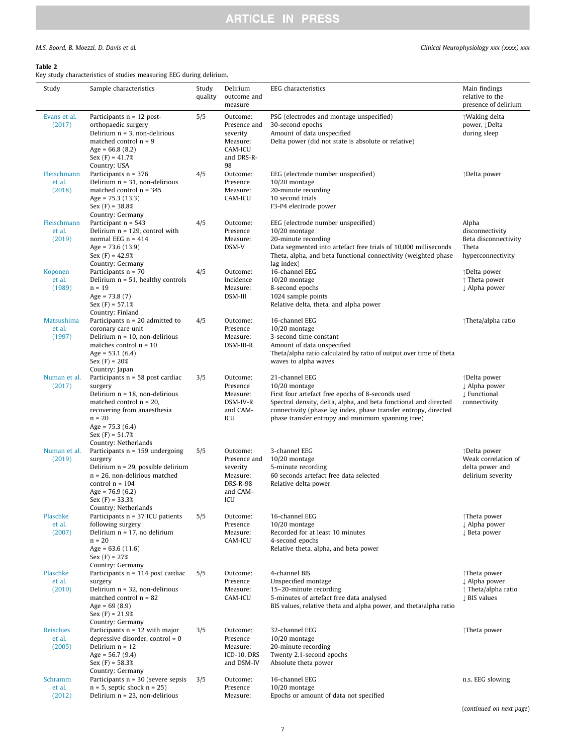**Table 2**
Key study characteristics of studies measuring EEG during delirium.

| Study | Sample characteristics | Study quality | Delirium outcome and measure | EEG characteristics | Main findings relative to the presence of delirium |
|---|---|---|---|---|---|
| Evans et al. (2017) | Participants n = 12 post-orthopaedic surgery<br>Delirium n = 3, non-delirious matched control n = 9<br>Age = 66.8 (8.2)<br>Sex (F) = 41.7%<br>Country: USA | 5/5 | Outcome: Presence and severity<br>Measure: CAM-ICU and DRS-R-98 | PSG (electrodes and montage unspecified)<br>30-second epochs<br>Amount of data unspecified<br>Delta power (did not state is absolute or relative) | ↑Waking delta power, ↓Delta during sleep |
| Fleischmann et al. (2018) | Participants n = 376<br>Delirium n = 31, non-delirious matched control n = 345<br>Age = 75.3 (13.3)<br>Sex (F) = 38.8%<br>Country: Germany | 4/5 | Outcome: Presence<br>Measure: CAM-ICU | EEG (electrode number unspecified)<br>10/20 montage<br>20-minute recording<br>10 second trials<br>F3-P4 electrode power | ↑Delta power |
| Fleischmann et al. (2019) | Participant n = 543<br>Delirium n = 129, control with normal EEG n = 414<br>Age = 73.6 (13.9)<br>Sex (F) = 42.9%<br>Country: Germany | 4/5 | Outcome: Presence<br>Measure: DSM-V | EEG (electrode number unspecified)<br>10/20 montage<br>20-minute recording<br>Data segmented into artefact free trials of 10,000 milliseconds<br>Theta, alpha, and beta functional connectivity (weighted phase lag index) | Alpha disconnectivity<br>Beta disconnectivity<br>Theta hyperconnectivity |
| Koponen et al. (1989) | Participants n = 70<br>Delirium n = 51, healthy controls n = 19<br>Age = 73.8 (7)<br>Sex (F) = 57.1%<br>Country: Finland | 4/5 | Outcome: Incidence<br>Measure: DSM-III | 16-channel EEG<br>10/20 montage<br>8-second epochs<br>1024 sample points<br>Relative delta, theta, and alpha power | ↑Delta power<br>↑ Theta power<br>↓ Alpha power |
| Matsushima et al. (1997) | Participants n = 20 admitted to coronary care unit<br>Delirium n = 10, non-delirious matches control n = 10<br>Age = 53.1 (6.4)<br>Sex (F) = 20%<br>Country: Japan | 4/5 | Outcome: Presence<br>Measure: DSM-III-R | 16-channel EEG<br>10/20 montage<br>3-second time constant<br>Amount of data unspecified<br>Theta/alpha ratio calculated by ratio of output over time of theta waves to alpha waves | ↑Theta/alpha ratio |
| Numan et al. (2017) | Participants n = 58 post cardiac surgery<br>Delirium n = 18, non-delirious matched control n = 20, recovering from anaesthesia n = 20<br>Age = 75.3 (6.4)<br>Sex (F) = 51.7%<br>Country: Netherlands | 3/5 | Outcome: Presence<br>Measure: DSM-IV-R and CAM-ICU | 21-channel EEG<br>10/20 montage<br>First four artefact free epochs of 8-seconds used<br>Spectral density, delta, alpha, and beta functional and directed connectivity (phase lag index, phase transfer entropy, directed phase transfer entropy and minimum spanning tree) | ↑Delta power<br>↓ Alpha power<br>↓ Functional connectivity |
| Numan et al. (2019) | Participants n = 159 undergoing surgery<br>Delirium n = 29, possible delirium n = 26, non-delirious matched control n = 104<br>Age = 76.9 (6.2)<br>Sex (F) = 33.3%<br>Country: Netherlands | 5/5 | Outcome: Presence and severity<br>Measure: DRS-R-98 and CAM-ICU | 3-channel EEG<br>10/20 montage<br>5-minute recording<br>60 seconds artefact free data selected<br>Relative delta power | ↑Delta power<br>Weak correlation of delta power and delirium severity |
| Plaschke et al. (2007) | Participants n = 37 ICU patients following surgery<br>Delirium n = 17, no delirium n = 20<br>Age = 63.6 (11.6)<br>Sex (F) = 27%<br>Country: Germany | 5/5 | Outcome: Presence<br>Measure: CAM-ICU | 16-channel EEG<br>10/20 montage<br>Recorded for at least 10 minutes<br>4-second epochs<br>Relative theta, alpha, and beta power | ↑Theta power<br>↓ Alpha power<br>↓ Beta power |
| Plaschke et al. (2010) | Participants n = 114 post cardiac surgery<br>Delirium n = 32, non-delirious matched control n = 82<br>Age = 69 (8.9)<br>Sex (F) = 21.9%<br>Country: Germany | 5/5 | Outcome: Presence<br>Measure: CAM-ICU | 4-channel BIS<br>Unspecified montage<br>15–20-minute recording<br>5-minutes of artefact free data analysed<br>BIS values, relative theta and alpha power, and theta/alpha ratio | ↑Theta power<br>↓ Alpha power<br>↑ Theta/alpha ratio<br>↓ BIS values |
| Reischies et al. (2005) | Participants n = 12 with major depressive disorder, control = 0<br>Delirium n = 12<br>Age = 56.7 (9.4)<br>Sex (F) = 58.3%<br>Country: Germany | 3/5 | Outcome: Presence<br>Measure: ICD-10, DRS and DSM-IV | 32-channel EEG<br>10/20 montage<br>20-minute recording<br>Twenty 2.1-second epochs<br>Absolute theta power | ↑Theta power |
| Schramm et al. (2012) | Participants n = 30 (severe sepsis n = 5, septic shock n = 25)<br>Delirium n = 23, non-delirious | 3/5 | Outcome: Presence<br>Measure: | 16-channel EEG<br>10/20 montage<br>Epochs or amount of data not specified | n.s. EEG slowing |

(*continued on next page*)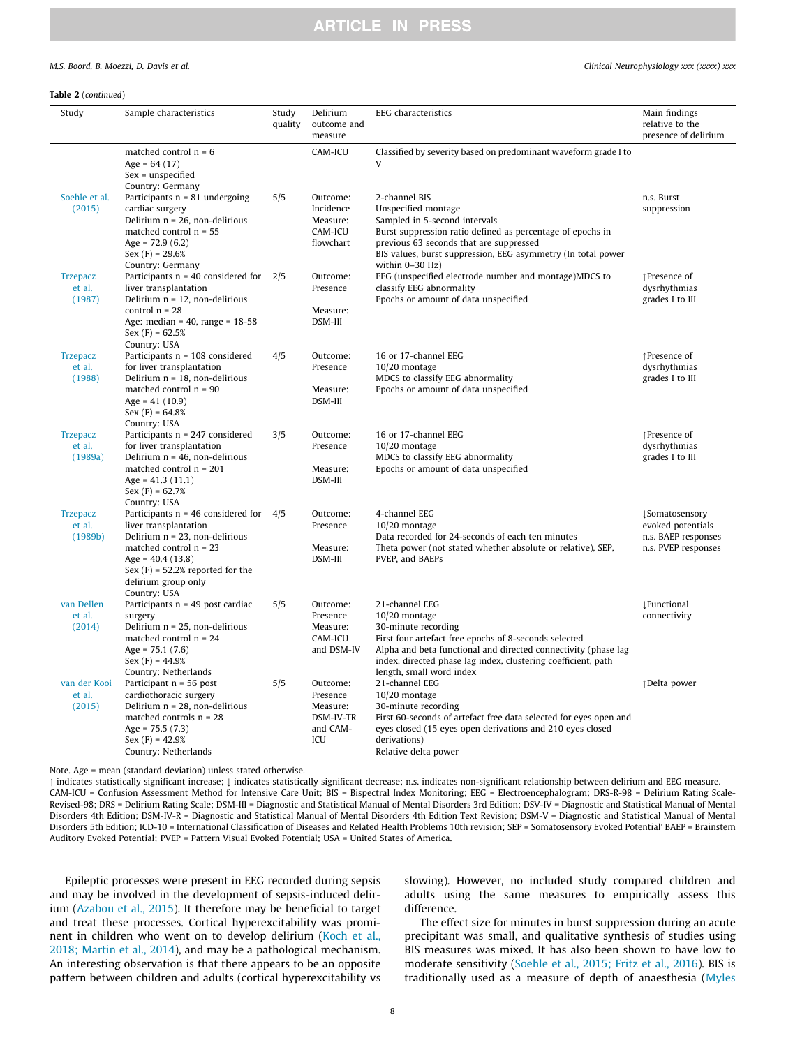**Table 2** (*continued*)

| Study | Sample characteristics | Study quality | Delirium outcome and measure | EEG characteristics | Main findings relative to the presence of delirium |
|---|---|---|---|---|---|
| | matched control n = 6<br>Age = 64 (17)<br>Sex = unspecified<br>Country: Germany | | CAM-ICU | Classified by severity based on predominant waveform grade I to V | |
| Soehle et al. (2015) | Participants n = 81 undergoing cardiac surgery<br>Delirium n = 26, non-delirious matched control n = 55<br>Age = 72.9 (6.2)<br>Sex (F) = 29.6%<br>Country: Germany | 5/5 | Outcome: Incidence<br>Measure: CAM-ICU flowchart | 2-channel BIS<br>Unspecified montage<br>Sampled in 5-second intervals<br>Burst suppression ratio defined as percentage of epochs in previous 63 seconds that are suppressed<br>BIS values, burst suppression, EEG asymmetry (In total power within 0–30 Hz) | n.s. Burst suppression |
| Trzepacz et al. (1987) | Participants n = 40 considered for liver transplantation<br>Delirium n = 12, non-delirious control n = 28<br>Age: median = 40, range = 18-58<br>Sex (F) = 62.5%<br>Country: USA | 2/5 | Outcome: Presence<br><br>Measure: DSM-III | EEG (unspecified electrode number and montage)MDCS to classify EEG abnormality<br>Epochs or amount of data unspecified | ↑Presence of dysrhythmias grades I to III |
| Trzepacz et al. (1988) | Participants n = 108 considered for liver transplantation<br>Delirium n = 18, non-delirious matched control n = 90<br>Age = 41 (10.9)<br>Sex (F) = 64.8%<br>Country: USA | 4/5 | Outcome: Presence<br><br>Measure: DSM-III | 16 or 17-channel EEG<br>10/20 montage<br>MDCS to classify EEG abnormality<br>Epochs or amount of data unspecified | ↑Presence of dysrhythmias grades I to III |
| Trzepacz et al. (1989a) | Participants n = 247 considered for liver transplantation<br>Delirium n = 46, non-delirious matched control n = 201<br>Age = 41.3 (11.1)<br>Sex (F) = 62.7%<br>Country: USA | 3/5 | Outcome: Presence<br><br>Measure: DSM-III | 16 or 17-channel EEG<br>10/20 montage<br>MDCS to classify EEG abnormality<br>Epochs or amount of data unspecified | ↑Presence of dysrhythmias grades I to III |
| Trzepacz et al. (1989b) | Participants n = 46 considered for liver transplantation<br>Delirium n = 23, non-delirious matched control n = 23<br>Age = 40.4 (13.8)<br>Sex (F) = 52.2% reported for the delirium group only<br>Country: USA | 4/5 | Outcome: Presence<br><br>Measure: DSM-III | 4-channel EEG<br>10/20 montage<br>Data recorded for 24-seconds of each ten minutes<br>Theta power (not stated whether absolute or relative), SEP, PVEP, and BAEPs | ↓Somatosensory evoked potentials<br>n.s. BAEP responses<br>n.s. PVEP responses |
| van Dellen et al. (2014) | Participants n = 49 post cardiac surgery<br>Delirium n = 25, non-delirious matched control n = 24<br>Age = 75.1 (7.6)<br>Sex (F) = 44.9%<br>Country: Netherlands | 5/5 | Outcome: Presence<br>Measure: CAM-ICU and DSM-IV | 21-channel EEG<br>10/20 montage<br>30-minute recording<br>First four artefact free epochs of 8-seconds selected<br>Alpha and beta functional and directed connectivity (phase lag index, directed phase lag index, clustering coefficient, path length, small word index | ↓Functional connectivity |
| van der Kooi et al. (2015) | Participant n = 56 post cardiothoracic surgery<br>Delirium n = 28, non-delirious matched controls n = 28<br>Age = 75.5 (7.3)<br>Sex (F) = 42.9%<br>Country: Netherlands | 5/5 | Outcome: Presence<br>Measure: DSM-IV-TR and CAM-ICU | 21-channel EEG<br>10/20 montage<br>30-minute recording<br>First 60-seconds of artefact free data selected for eyes open and eyes closed (15 eyes open derivations and 210 eyes closed derivations)<br>Relative delta power | ↑Delta power |

Note. Age = mean (standard deviation) unless stated otherwise.
↑ indicates statistically significant increase; ↓ indicates statistically significant decrease; n.s. indicates non-significant relationship between delirium and EEG measure.
CAM-ICU = Confusion Assessment Method for Intensive Care Unit; BIS = Bispectral Index Monitoring; EEG = Electroencephalogram; DRS-R-98 = Delirium Rating Scale-Revised-98; DRS = Delirium Rating Scale; DSM-III = Diagnostic and Statistical Manual of Mental Disorders 3rd Edition; DSV-IV = Diagnostic and Statistical Manual of Mental Disorders 4th Edition; DSM-IV-R = Diagnostic and Statistical Manual of Mental Disorders 4th Edition Text Revision; DSM-V = Diagnostic and Statistical Manual of Mental Disorders 5th Edition; ICD-10 = International Classification of Diseases and Related Health Problems 10th revision; SEP = Somatosensory Evoked Potential' BAEP = Brainstem Auditory Evoked Potential; PVEP = Pattern Visual Evoked Potential; USA = United States of America.

Epileptic processes were present in EEG recorded during sepsis and may be involved in the development of sepsis-induced delirium (Azabou et al., 2015). It therefore may be beneficial to target and treat these processes. Cortical hyperexcitability was prominent in children who went on to develop delirium (Koch et al., 2018; Martin et al., 2014), and may be a pathological mechanism. An interesting observation is that there appears to be an opposite pattern between children and adults (cortical hyperexcitability vs slowing). However, no included study compared children and adults using the same measures to empirically assess this difference.

The effect size for minutes in burst suppression during an acute precipitant was small, and qualitative synthesis of studies using BIS measures was mixed. It has also been shown to have low to moderate sensitivity (Soehle et al., 2015; Fritz et al., 2016). BIS is traditionally used as a measure of depth of anaesthesia (Myles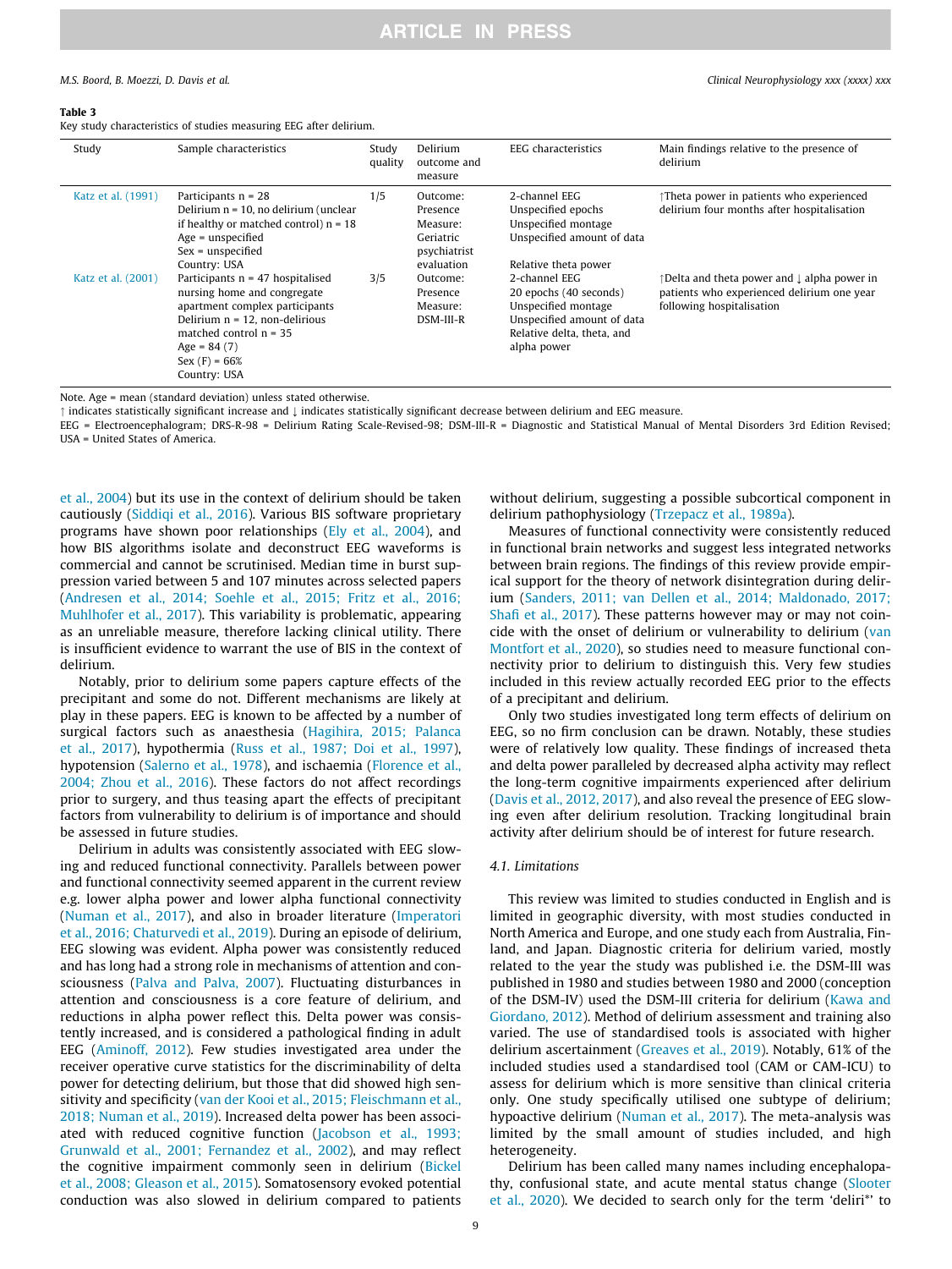**Table 3**
Key study characteristics of studies measuring EEG after delirium.

| Study | Sample characteristics | Study quality | Delirium outcome and measure | EEG characteristics | Main findings relative to the presence of delirium |
| --- | --- | --- | --- | --- | --- |
| Katz et al. (1991) | Participants n = 28<br>Delirium n = 10, no delirium (unclear if healthy or matched control) n = 18<br>Age = unspecified<br>Sex = unspecified<br>Country: USA | 1/5 | Outcome: Presence<br>Measure: Geriatric psychiatrist evaluation | 2-channel EEG<br>Unspecified epochs<br>Unspecified montage<br>Unspecified amount of data<br><br>Relative theta power | ↑Theta power in patients who experienced delirium four months after hospitalisation |
| Katz et al. (2001) | Participants n = 47 hospitalised nursing home and congregate apartment complex participants<br>Delirium n = 12, non-delirious matched control n = 35<br>Age = 84 (7)<br>Sex (F) = 66%<br>Country: USA | 3/5 | Outcome: Presence<br>Measure: DSM-III-R | 2-channel EEG<br>20 epochs (40 seconds)<br>Unspecified montage<br>Unspecified amount of data<br>Relative delta, theta, and alpha power | ↑Delta and theta power and ↓ alpha power in patients who experienced delirium one year following hospitalisation |

Note. Age = mean (standard deviation) unless stated otherwise.
↑ indicates statistically significant increase and ↓ indicates statistically significant decrease between delirium and EEG measure.
EEG = Electroencephalogram; DRS-R-98 = Delirium Rating Scale-Revised-98; DSM-III-R = Diagnostic and Statistical Manual of Mental Disorders 3rd Edition Revised; USA = United States of America.

et al., 2004) but its use in the context of delirium should be taken cautiously (Siddiqi et al., 2016). Various BIS software proprietary programs have shown poor relationships (Ely et al., 2004), and how BIS algorithms isolate and deconstruct EEG waveforms is commercial and cannot be scrutinised. Median time in burst suppression varied between 5 and 107 minutes across selected papers (Andresen et al., 2014; Soehle et al., 2015; Fritz et al., 2016; Muhlhofer et al., 2017). This variability is problematic, appearing as an unreliable measure, therefore lacking clinical utility. There is insufficient evidence to warrant the use of BIS in the context of delirium.

Notably, prior to delirium some papers capture effects of the precipitant and some do not. Different mechanisms are likely at play in these papers. EEG is known to be affected by a number of surgical factors such as anaesthesia (Hagihira, 2015; Palanca et al., 2017), hypothermia (Russ et al., 1987; Doi et al., 1997), hypotension (Salerno et al., 1978), and ischaemia (Florence et al., 2004; Zhou et al., 2016). These factors do not affect recordings prior to surgery, and thus teasing apart the effects of precipitant factors from vulnerability to delirium is of importance and should be assessed in future studies.

Delirium in adults was consistently associated with EEG slowing and reduced functional connectivity. Parallels between power and functional connectivity seemed apparent in the current review e.g. lower alpha power and lower alpha functional connectivity (Numan et al., 2017), and also in broader literature (Imperatori et al., 2016; Chaturvedi et al., 2019). During an episode of delirium, EEG slowing was evident. Alpha power was consistently reduced and has long had a strong role in mechanisms of attention and consciousness (Palva and Palva, 2007). Fluctuating disturbances in attention and consciousness is a core feature of delirium, and reductions in alpha power reflect this. Delta power was consistently increased, and is considered a pathological finding in adult EEG (Aminoff, 2012). Few studies investigated area under the receiver operative curve statistics for the discriminability of delta power for detecting delirium, but those that did showed high sensitivity and specificity (van der Kooi et al., 2015; Fleischmann et al., 2018; Numan et al., 2019). Increased delta power has been associated with reduced cognitive function (Jacobson et al., 1993; Grunwald et al., 2001; Fernandez et al., 2002), and may reflect the cognitive impairment commonly seen in delirium (Bickel et al., 2008; Gleason et al., 2015). Somatosensory evoked potential conduction was also slowed in delirium compared to patients without delirium, suggesting a possible subcortical component in delirium pathophysiology (Trzepacz et al., 1989a).

Measures of functional connectivity were consistently reduced in functional brain networks and suggest less integrated networks between brain regions. The findings of this review provide empirical support for the theory of network disintegration during delirium (Sanders, 2011; van Dellen et al., 2014; Maldonado, 2017; Shafi et al., 2017). These patterns however may or may not coincide with the onset of delirium or vulnerability to delirium (van Montfort et al., 2020), so studies need to measure functional connectivity prior to delirium to distinguish this. Very few studies included in this review actually recorded EEG prior to the effects of a precipitant and delirium.

Only two studies investigated long term effects of delirium on EEG, so no firm conclusion can be drawn. Notably, these studies were of relatively low quality. These findings of increased theta and delta power paralleled by decreased alpha activity may reflect the long-term cognitive impairments experienced after delirium (Davis et al., 2012, 2017), and also reveal the presence of EEG slowing even after delirium resolution. Tracking longitudinal brain activity after delirium should be of interest for future research.

### 4.1. Limitations

This review was limited to studies conducted in English and is limited in geographic diversity, with most studies conducted in North America and Europe, and one study each from Australia, Finland, and Japan. Diagnostic criteria for delirium varied, mostly related to the year the study was published i.e. the DSM-III was published in 1980 and studies between 1980 and 2000 (conception of the DSM-IV) used the DSM-III criteria for delirium (Kawa and Giordano, 2012). Method of delirium assessment and training also varied. The use of standardised tools is associated with higher delirium ascertainment (Greaves et al., 2019). Notably, 61% of the included studies used a standardised tool (CAM or CAM-ICU) to assess for delirium which is more sensitive than clinical criteria only. One study specifically utilised one subtype of delirium; hypoactive delirium (Numan et al., 2017). The meta-analysis was limited by the small amount of studies included, and high heterogeneity.

Delirium has been called many names including encephalopathy, confusional state, and acute mental status change (Slooter et al., 2020). We decided to search only for the term 'deliri*' to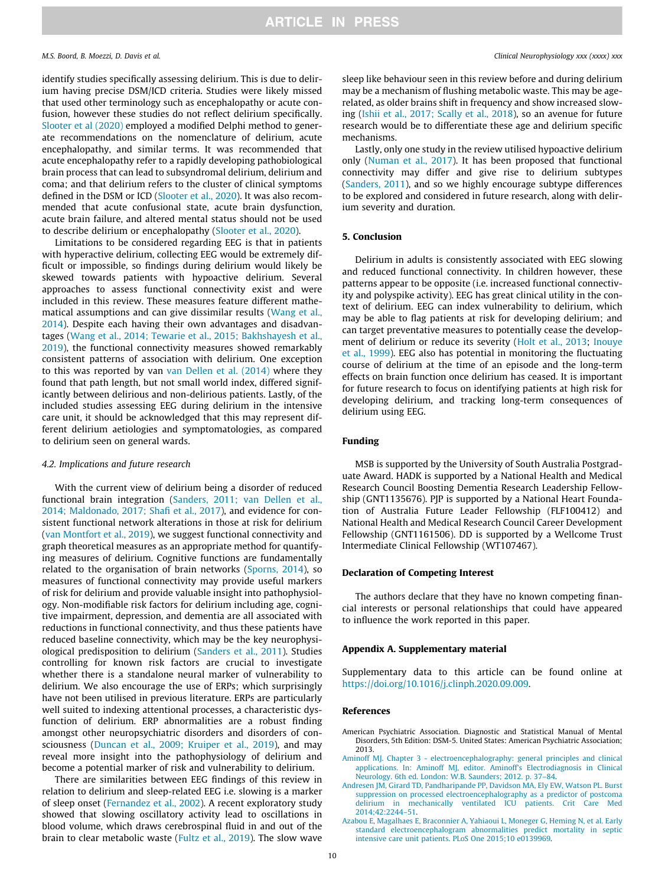identify studies specifically assessing delirium. This is due to delirium having precise DSM/ICD criteria. Studies were likely missed that used other terminology such as encephalopathy or acute confusion, however these studies do not reflect delirium specifically. Slooter et al (2020) employed a modified Delphi method to generate recommendations on the nomenclature of delirium, acute encephalopathy, and similar terms. It was recommended that acute encephalopathy refer to a rapidly developing pathobiological brain process that can lead to subsyndromal delirium, delirium and coma; and that delirium refers to the cluster of clinical symptoms defined in the DSM or ICD (Slooter et al., 2020). It was also recommended that acute confusional state, acute brain dysfunction, acute brain failure, and altered mental status should not be used to describe delirium or encephalopathy (Slooter et al., 2020).

Limitations to be considered regarding EEG is that in patients with hyperactive delirium, collecting EEG would be extremely difficult or impossible, so findings during delirium would likely be skewed towards patients with hypoactive delirium. Several approaches to assess functional connectivity exist and were included in this review. These measures feature different mathematical assumptions and can give dissimilar results (Wang et al., 2014). Despite each having their own advantages and disadvantages (Wang et al., 2014; Tewarie et al., 2015; Bakhshayesh et al., 2019), the functional connectivity measures showed remarkably consistent patterns of association with delirium. One exception to this was reported by van van Dellen et al. (2014) where they found that path length, but not small world index, differed significantly between delirious and non-delirious patients. Lastly, of the included studies assessing EEG during delirium in the intensive care unit, it should be acknowledged that this may represent different delirium aetiologies and symptomatologies, as compared to delirium seen on general wards.

### 4.2. Implications and future research

With the current view of delirium being a disorder of reduced functional brain integration (Sanders, 2011; van Dellen et al., 2014; Maldonado, 2017; Shafi et al., 2017), and evidence for consistent functional network alterations in those at risk for delirium (van Montfort et al., 2019), we suggest functional connectivity and graph theoretical measures as an appropriate method for quantifying measures of delirium. Cognitive functions are fundamentally related to the organisation of brain networks (Sporns, 2014), so measures of functional connectivity may provide useful markers of risk for delirium and provide valuable insight into pathophysiology. Non-modifiable risk factors for delirium including age, cognitive impairment, depression, and dementia are all associated with reductions in functional connectivity, and thus these patients have reduced baseline connectivity, which may be the key neurophysiological predisposition to delirium (Sanders et al., 2011). Studies controlling for known risk factors are crucial to investigate whether there is a standalone neural marker of vulnerability to delirium. We also encourage the use of ERPs; which surprisingly have not been utilised in previous literature. ERPs are particularly well suited to indexing attentional processes, a characteristic dysfunction of delirium. ERP abnormalities are a robust finding amongst other neuropsychiatric disorders and disorders of consciousness (Duncan et al., 2009; Kruiper et al., 2019), and may reveal more insight into the pathophysiology of delirium and become a potential marker of risk and vulnerability to delirium.

There are similarities between EEG findings of this review in relation to delirium and sleep-related EEG i.e. slowing is a marker of sleep onset (Fernandez et al., 2002). A recent exploratory study showed that slowing oscillatory activity lead to oscillations in blood volume, which draws cerebrospinal fluid in and out of the brain to clear metabolic waste (Fultz et al., 2019). The slow wave sleep like behaviour seen in this review before and during delirium may be a mechanism of flushing metabolic waste. This may be age-related, as older brains shift in frequency and show increased slowing (Ishii et al., 2017; Scally et al., 2018), so an avenue for future research would be to differentiate these age and delirium specific mechanisms.

Lastly, only one study in the review utilised hypoactive delirium only (Numan et al., 2017). It has been proposed that functional connectivity may differ and give rise to delirium subtypes (Sanders, 2011), and so we highly encourage subtype differences to be explored and considered in future research, along with delirium severity and duration.

## 5. Conclusion

Delirium in adults is consistently associated with EEG slowing and reduced functional connectivity. In children however, these patterns appear to be opposite (i.e. increased functional connectivity and polyspike activity). EEG has great clinical utility in the context of delirium. EEG can index vulnerability to delirium, which may be able to flag patients at risk for developing delirium; and can target preventative measures to potentially cease the development of delirium or reduce its severity (Holt et al., 2013; Inouye et al., 1999). EEG also has potential in monitoring the fluctuating course of delirium at the time of an episode and the long-term effects on brain function once delirium has ceased. It is important for future research to focus on identifying patients at high risk for developing delirium, and tracking long-term consequences of delirium using EEG.

## Funding

MSB is supported by the University of South Australia Postgraduate Award. HADK is supported by a National Health and Medical Research Council Boosting Dementia Research Leadership Fellowship (GNT1135676). PJP is supported by a National Heart Foundation of Australia Future Leader Fellowship (FLF100412) and National Health and Medical Research Council Career Development Fellowship (GNT1161506). DD is supported by a Wellcome Trust Intermediate Clinical Fellowship (WT107467).

## Declaration of Competing Interest

The authors declare that they have no known competing financial interests or personal relationships that could have appeared to influence the work reported in this paper.

## Appendix A. Supplementary material

Supplementary data to this article can be found online at https://doi.org/10.1016/j.clinph.2020.09.009.

## References

American Psychiatric Association. Diagnostic and Statistical Manual of Mental Disorders, 5th Edition: DSM-5. United States: American Psychiatric Association; 2013.

Aminoff MJ. Chapter 3 - electroencephalography: general principles and clinical applications. In: Aminoff MJ, editor. Aminoff's Electrodiagnosis in Clinical Neurology. 6th ed. London: W.B. Saunders; 2012. p. 37–84.

Andresen JM, Girard TD, Pandharipande PP, Davidson MA, Ely EW, Watson PL. Burst suppression on processed electroencephalography as a predictor of postcoma delirium in mechanically ventilated ICU patients. Crit Care Med 2014;42:2244–51.

Azabou E, Magalhaes E, Braconnier A, Yahiaoui L, Moneger G, Heming N, et al. Early standard electroencephalogram abnormalities predict mortality in septic intensive care unit patients. PLoS One 2015;10 e0139969.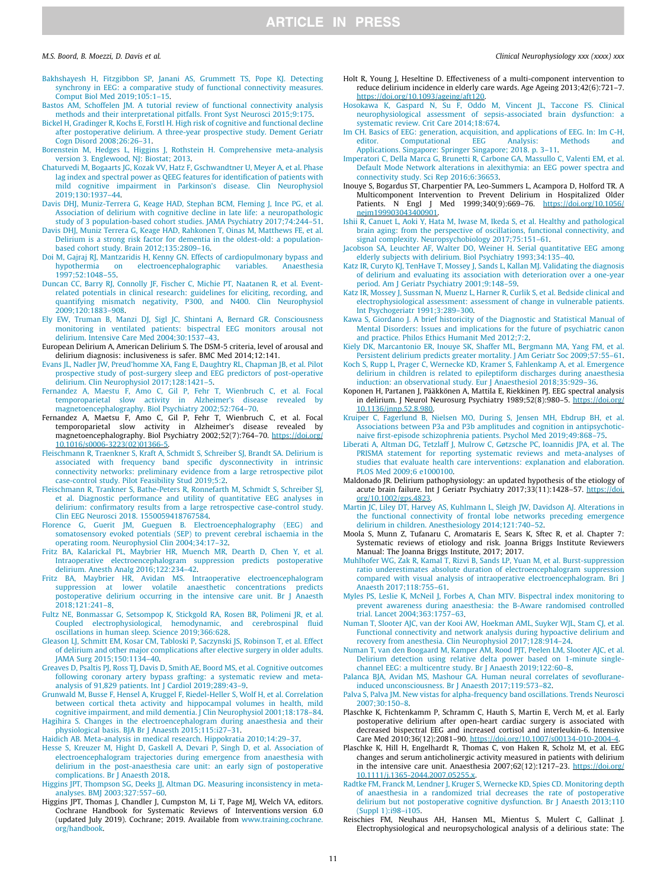Bakhshayesh H, Fitzgibbon SP, Janani AS, Grummett TS, Pope KJ. Detecting synchrony in EEG: a comparative study of functional connectivity measures. Comput Biol Med 2019;105:1–15.

Bastos AM, Schoffelen JM. A tutorial review of functional connectivity analysis methods and their interpretational pitfalls. Front Syst Neurosci 2015;9:175.

Bickel H, Gradinger R, Kochs E, Forstl H. High risk of cognitive and functional decline after postoperative delirium. A three-year prospective study. Dement Geriatr Cogn Disord 2008;26:26–31.

Borenstein M, Hedges L, Higgins J, Rothstein H. Comprehensive meta-analysis version 3. Englewood, NJ: Biostat; 2013.

Chaturvedi M, Bogaarts JG, Kozak VV, Hatz F, Gschwandtner U, Meyer A, et al. Phase lag index and spectral power as QEEG features for identification of patients with mild cognitive impairment in Parkinson's disease. Clin Neurophysiol 2019;130:1937–44.

Davis DHJ, Muniz-Terrera G, Keage HAD, Stephan BCM, Fleming J, Ince PG, et al. Association of delirium with cognitive decline in late life: a neuropathologic study of 3 population-based cohort studies. JAMA Psychiatry 2017;74:244–51.

Davis DHJ, Muniz Terrera G, Keage HAD, Rahkonen T, Oinas M, Matthews FE, et al. Delirium is a strong risk factor for dementia in the oldest-old: a population-based cohort study. Brain 2012;135:2809–16.

Doi M, Gajraj RJ, Mantzaridis H, Kenny GN. Effects of cardiopulmonary bypass and hypothermia on electroencephalographic variables. Anaesthesia 1997;52:1048–55.

Duncan CC, Barry RJ, Connolly JF, Fischer C, Michie PT, Naatanen R, et al. Event-related potentials in clinical research: guidelines for eliciting, recording, and quantifying mismatch negativity, P300, and N400. Clin Neurophysiol 2009;120:1883–908.

Ely EW, Truman B, Manzi DJ, Sigl JC, Shintani A, Bernard GR. Consciousness monitoring in ventilated patients: bispectral EEG monitors arousal not delirium. Intensive Care Med 2004;30:1537–43.

European Delirium A, American Delirium S. The DSM-5 criteria, level of arousal and delirium diagnosis: inclusiveness is safer. BMC Med 2014;12:141.

Evans JL, Nadler JW, Preud'homme XA, Fang E, Daughtry RL, Chapman JB, et al. Pilot prospective study of post-surgery sleep and EEG predictors of post-operative delirium. Clin Neurophysiol 2017;128:1421–5.

Fernandez A, Maestu F, Amo C, Gil P, Fehr T, Wienbruch C, et al. Focal temporoparietal slow activity in Alzheimer's disease revealed by magnetoencephalography. Biol Psychiatry 2002;52:764–70.

Fernandez A, Maetsu F, Amo C, Gil P, Fehr T, Wienbruch C, et al. Focal temporoparietal slow activity in Alzheimer's disease revealed by magnetoencephalography. Biol Psychiatry 2002;52(7):764–70. https://doi.org/10.1016/s0006-3223(02)01366-5.

Fleischmann R, Traenkner S, Kraft A, Schmidt S, Schreiber SJ, Brandt SA. Delirium is associated with frequency band specific dysconnectivity in intrinsic connectivity networks: preliminary evidence from a large retrospective pilot case-control study. Pilot Feasibility Stud 2019;5:2.

Fleischmann R, Trankner S, Bathe-Peters R, Ronnefarth M, Schmidt S, Schreiber SJ, et al. Diagnostic performance and utility of quantitative EEG analyses in delirium: confirmatory results from a large retrospective case-control study. Clin EEG Neurosci 2018. 1550059418767584.

Florence G, Guerit JM, Gueguen B. Electroencephalography (EEG) and somatosensory evoked potentials (SEP) to prevent cerebral ischaemia in the operating room. Neurophysiol Clin 2004;34:17–32.

Fritz BA, Kalarickal PL, Maybrier HR, Muench MR, Dearth D, Chen Y, et al. Intraoperative electroencephalogram suppression predicts postoperative delirium. Anesth Analg 2016;122:234–42.

Fritz BA, Maybrier HR, Avidan MS. Intraoperative electroencephalogram suppression at lower volatile anaesthetic concentrations predicts postoperative delirium occurring in the intensive care unit. Br J Anaesth 2018;121:241–8.

Fultz NE, Bonmassar G, Setsompop K, Stickgold RA, Rosen BR, Polimeni JR, et al. Coupled electrophysiological, hemodynamic, and cerebrospinal fluid oscillations in human sleep. Science 2019;366:628.

Gleason LJ, Schmitt EM, Kosar CM, Tabloski P, Saczynski JS, Robinson T, et al. Effect of delirium and other major complications after elective surgery in older adults. JAMA Surg 2015;150:1134–40.

Greaves D, Psaltis PJ, Ross TJ, Davis D, Smith AE, Boord MS, et al. Cognitive outcomes following coronary artery bypass grafting: a systematic review and meta-analysis of 91,829 patients. Int J Cardiol 2019;289:43–9.

Grunwald M, Busse F, Hensel A, Kruggel F, Riedel-Heller S, Wolf H, et al. Correlation between cortical theta activity and hippocampal volumes in health, mild cognitive impairment, and mild dementia. J Clin Neurophysiol 2001;18:178–84.

Hagihira S. Changes in the electroencephalogram during anaesthesia and their physiological basis. BJA Br J Anaesth 2015;115:i27–31.

Haidich AB. Meta-analysis in medical research. Hippokratia 2010;14:29–37.

Hesse S, Kreuzer M, Hight D, Gaskell A, Devari P, Singh D, et al. Association of electroencephalogram trajectories during emergence from anaesthesia with delirium in the post-anaesthesia care unit: an early sign of postoperative complications. Br J Anaesth 2018.

Higgins JPT, Thompson SG, Deeks JJ, Altman DG. Measuring inconsistency in meta-analyses. BMJ 2003;327:557–60.

Higgins JPT, Thomas J, Chandler J, Cumpston M, Li T, Page MJ, Welch VA, editors. Cochrane Handbook for Systematic Reviews of Interventions version 6.0 (updated July 2019). Cochrane; 2019. Available from www.training.cochrane.org/handbook.

Holt R, Young J, Heseltine D. Effectiveness of a multi-component intervention to reduce delirium incidence in elderly care wards. Age Ageing 2013;42(6):721–7. https://doi.org/10.1093/ageing/aft120.

Hosokawa K, Gaspard N, Su F, Oddo M, Vincent JL, Taccone FS. Clinical neurophysiological assessment of sepsis-associated brain dysfunction: a systematic review. Crit Care 2014;18:674.

Im CH. Basics of EEG: generation, acquisition, and applications of EEG. In: Im C-H, editor. Computational EEG Analysis: Methods and Applications. Singapore: Springer Singapore; 2018. p. 3–11.

Imperatori C, Della Marca G, Brunetti R, Carbone GA, Massullo C, Valenti EM, et al. Default Mode Network alterations in alexithymia: an EEG power spectra and connectivity study. Sci Rep 2016;6:36653.

Inouye S, Bogardus ST, Charpentier PA, Leo-Summers L, Acampora D, Holford TR. A Multicomponent Intervention to Prevent Delirium in Hospitalized Older Patients. N Engl J Med 1999;340(9):669–76. https://doi.org/10.1056/nejm199903043400901.

Ishii R, Canuet L, Aoki Y, Hata M, Iwase M, Ikeda S, et al. Healthy and pathological brain aging: from the perspective of oscillations, functional connectivity, and signal complexity. Neuropsychobiology 2017;75:151–61.

Jacobson SA, Leuchter AF, Walter DO, Weiner H. Serial quantitative EEG among elderly subjects with delirium. Biol Psychiatry 1993;34:135–40.

Katz IR, Curyto KJ, TenHave T, Mossey J, Sands L, Kallan MJ. Validating the diagnosis of delirium and evaluating its association with deterioration over a one-year period. Am J Geriatr Psychiatry 2001;9:148–59.

Katz IR, Mossey J, Sussman N, Muenz L, Harner R, Curlik S, et al. Bedside clinical and electrophysiological assessment: assessment of change in vulnerable patients. Int Psychogeriatr 1991;3:289–300.

Kawa S, Giordano J. A brief historicity of the Diagnostic and Statistical Manual of Mental Disorders: Issues and implications for the future of psychiatric canon and practice. Philos Ethics Humanit Med 2012;7:2.

Kiely DK, Marcantonio ER, Inouye SK, Shaffer ML, Bergmann MA, Yang FM, et al. Persistent delirium predicts greater mortality. J Am Geriatr Soc 2009;57:55–61.

Koch S, Rupp L, Prager C, Wernecke KD, Kramer S, Fahlenkamp A, et al. Emergence delirium in children is related to epileptiform discharges during anaesthesia induction: an observational study. Eur J Anaesthesiol 2018;35:929–36.

Koponen H, Partanen J, Pääkkönen A, Mattila E, Riekkinen PJ. EEG spectral analysis in delirium. J Neurol Neurosurg Psychiatry 1989;52(8):980–5. https://doi.org/10.1136/jnnp.52.8.980.

Kruiper C, Fagerlund B, Nielsen MO, During S, Jensen MH, Ebdrup BH, et al. Associations between P3a and P3b amplitudes and cognition in antipsychotic-naive first-episode schizophrenia patients. Psychol Med 2019;49:868–75.

Liberati A, Altman DG, Tetzlaff J, Mulrow C, Gøtzsche PC, Ioannidis JPA, et al. The PRISMA statement for reporting systematic reviews and meta-analyses of studies that evaluate health care interventions: explanation and elaboration. PLOS Med 2009;6 e1000100.

Maldonado JR. Delirium pathophysiology: an updated hypothesis of the etiology of acute brain failure. Int J Geriatr Psychiatry 2017;33(11):1428–57. https://doi.org/10.1002/gps.4823.

Martin JC, Liley DT, Harvey AS, Kuhlmann L, Sleigh JW, Davidson AJ. Alterations in the functional connectivity of frontal lobe networks preceding emergence delirium in children. Anesthesiology 2014;121:740–52.

Moola S, Munn Z, Tufanaru C, Aromataris E, Sears K, Sftec R, et al. Chapter 7: Systematic reviews of etiology and risk. Joanna Briggs Institute Reviewers Manual: The Joanna Briggs Institute, 2017; 2017.

Muhlhofer WG, Zak R, Kamal T, Rizvi B, Sands LP, Yuan M, et al. Burst-suppression ratio underestimates absolute duration of electroencephalogram suppression compared with visual analysis of intraoperative electroencephalogram. Bri J Anaesth 2017;118:755–61.

Myles PS, Leslie K, McNeil J, Forbes A, Chan MTV. Bispectral index monitoring to prevent awareness during anaesthesia: the B-Aware randomised controlled trial. Lancet 2004;363:1757–63.

Numan T, Slooter AJC, van der Kooi AW, Hoekman AML, Suyker WJL, Stam CJ, et al. Functional connectivity and network analysis during hypoactive delirium and recovery from anesthesia. Clin Neurophysiol 2017;128:914–24.

Numan T, van den Boogaard M, Kamper AM, Rood PJT, Peelen LM, Slooter AJC, et al. Delirium detection using relative delta power based on 1-minute single-channel EEG: a multicentre study. Br J Anaesth 2019;122:60–8.

Palanca BJA, Avidan MS, Mashour GA. Human neural correlates of sevoflurane-induced unconsciousness. Br J Anaesth 2017;119:573–82.

Palva S, Palva JM. New vistas for alpha-frequency band oscillations. Trends Neurosci 2007;30:150–8.

Plaschke K, Fichtenkamm P, Schramm C, Hauth S, Martin E, Verch M, et al. Early postoperative delirium after open-heart cardiac surgery is associated with decreased bispectral EEG and increased cortisol and interleukin-6. Intensive Care Med 2010;36(12):2081–90. https://doi.org/10.1007/s00134-010-2004-4.

Plaschke K, Hill H, Engelhardt R, Thomas C, von Haken R, Scholz M, et al. EEG changes and serum anticholinergic activity measured in patients with delirium in the intensive care unit. Anaesthesia 2007;62(12):1217–23. https://doi.org/10.1111/j.1365-2044.2007.05255.x.

Radtke FM, Franck M, Lendner J, Kruger S, Wernecke KD, Spies CD. Monitoring depth of anaesthesia in a randomized trial decreases the rate of postoperative delirium but not postoperative cognitive dysfunction. Br J Anaesth 2013;110 (Suppl 1):i98–i105.

Reischies FM, Neuhaus AH, Hansen ML, Mientus S, Mulert C, Gallinat J. Electrophysiological and neuropsychological analysis of a delirious state: The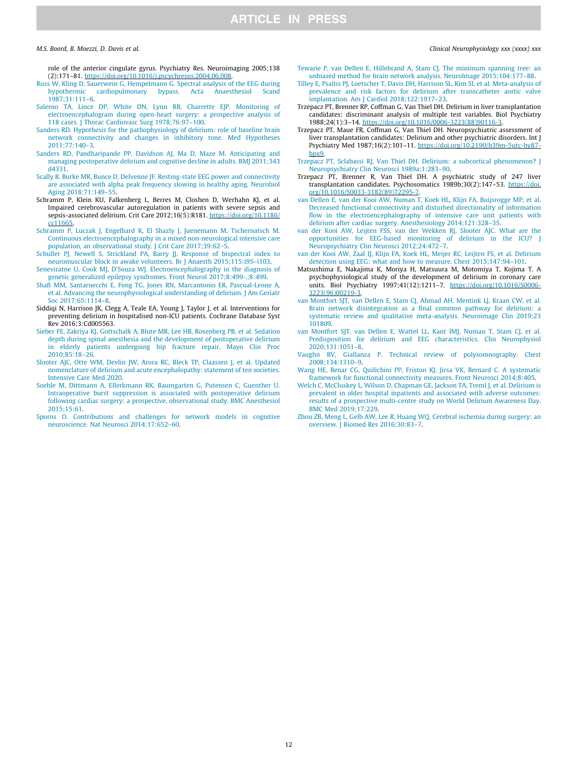role of the anterior cingulate gyrus. Psychiatry Res. Neuroimaging 2005;138 (2):171–81. https://doi.org/10.1016/j.pscychresns.2004.06.008.

Russ W, Kling D, Sauerwein G, Hempelmann G. Spectral analysis of the EEG during hypothermic cardiopulmonary bypass. Acta Anaesthesiol Scand 1987;31:111–6.

Salerno TA, Lince DP, White DN, Lynn RB, Charrette EJP. Monitoring of electroencephalogram during open-heart surgery: a prospective analysis of 118 cases. J Thorac Cardiovasc Surg 1978;76:97–100.

Sanders RD. Hypothesis for the pathophysiology of delirium: role of baseline brain network connectivity and changes in inhibitory tone. Med Hypotheses 2011;77:140–3.

Sanders RD, Pandharipande PP, Davidson AJ, Ma D, Maze M. Anticipating and managing postoperative delirium and cognitive decline in adults. BMJ 2011;343 d4331.

Scally B, Burke MR, Bunce D, Delvenne JF. Resting-state EEG power and connectivity are associated with alpha peak frequency slowing in healthy aging. Neurobiol Aging 2018;71:149–55.

Schramm P, Klein KU, Falkenberg L, Berres M, Closhen D, Werhahn KJ, et al. Impaired cerebrovascular autoregulation in patients with severe sepsis and sepsis-associated delirium. Crit Care 2012;16(5):R181. https://doi.org/10.1186/cc11665.

Schramm P, Luczak J, Engelhard K, El Shazly J, Juenemann M, Tschernatsch M. Continuous electroencephalography in a mixed non-neurological intensive care population, an observational study. J Crit Care 2017;39:62–5.

Schuller PJ, Newell S, Strickland PA, Barry JJ. Response of bispectral index to neuromuscular block in awake volunteers. Br J Anaesth 2015;115:i95–i103.

Seneviratne U, Cook MJ, D'Souza WJ. Electroencephalography in the diagnosis of genetic generalized epilepsy syndromes. Front Neurol 2017;8:499-.;8:499.

Shafi MM, Santarnecchi E, Fong TG, Jones RN, Marcantonio ER, Pascual-Leone A, et al. Advancing the neurophysiological understanding of delirium. J Am Geriatr Soc 2017;65:1114–8.

Siddiqi N, Harrison JK, Clegg A, Teale EA, Young J, Taylor J, et al. Interventions for preventing delirium in hospitalised non-ICU patients. Cochrane Database Syst Rev 2016;3:Cd005563.

Sieber FE, Zakriya KJ, Gottschalk A, Blute MR, Lee HB, Rosenberg PB, et al. Sedation depth during spinal anesthesia and the development of postoperative delirium in elderly patients undergoing hip fracture repair. Mayo Clin Proc 2010;85:18–26.

Slooter AJC, Otte WM, Devlin JW, Arora RC, Bleck TP, Claassen J, et al. Updated nomenclature of delirium and acute encephalopathy: statement of ten societies. Intensive Care Med 2020.

Soehle M, Dittmann A, Ellerkmann RK, Baumgarten G, Putensen C, Guenther U. Intraoperative burst suppression is associated with postoperative delirium following cardiac surgery: a prospective, observational study. BMC Anesthesiol 2015;15:61.

Sporns O. Contributions and challenges for network models in cognitive neuroscience. Nat Neurosci 2014;17:652–60.

Tewarie P, van Dellen E, Hillebrand A, Stam CJ. The minimum spanning tree: an unbiased method for brain network analysis. NeuroImage 2015;104:177–88.

Tilley E, Psaltis PJ, Loetscher T, Davis DH, Harrison SL, Kim SI, et al. Meta-analysis of prevalence and risk factors for delirium after transcatheter aortic valve implantation. Am J Cardiol 2018;122:1917–23.

Trzepacz PT, Brenner RP, Coffman G, Van Thiel DH. Delirium in liver transplantation candidates: discriminant analysis of multiple test variables. Biol Psychiatry 1988;24(1):3–14. https://doi.org/10.1016/0006-3223(88)90116-3.

Trzepacz PT, Maue FR, Coffman G, Van Thiel DH. Neuropsychiatric assessment of liver transplantation candidates: Delirium and other psychiatric disorders. Int J Psychiatry Med 1987;16(2):101–11. https://doi.org/10.2190/h39m-5utc-hy87-bpx9.

Trzepacz PT, Sclabassi RJ, Van Thiel DH. Delirium: a subcortical phenomenon? J Neuropsychiatry Clin Neurosci 1989a;1:283–90.

Trzepacz PT, Brenner R, Van Thiel DH. A psychiatric study of 247 liver transplantation candidates. Psychosomatics 1989b;30(2):147–53. https://doi.org/10.1016/S0033-3182(89)72295-7.

van Dellen E, van der Kooi AW, Numan T, Koek HL, Klijn FA, Buijsrogge MP, et al. Decreased functional connectivity and disturbed directionality of information flow in the electroencephalography of intensive care unit patients with delirium after cardiac surgery. Anesthesiology 2014;121:328–35.

van der Kooi AW, Leijten FSS, van der Wekken RJ, Slooter AJC. What are the opportunities for EEG-based monitoring of delirium in the ICU? J Neuropsychiatry Clin Neurosci 2012;24:472–7.

van der Kooi AW, Zaal IJ, Klijn FA, Koek HL, Meijer RC, Leijten FS, et al. Delirium detection using EEG: what and how to measure. Chest 2015;147:94–101.

Matsushima E, Nakajima K, Moriya H, Matsuura M, Motomiya T, Kojima T. A psychophysiological study of the development of delirium in coronary care units. Biol Psychiatry 1997;41(12):1211–7. https://doi.org/10.1016/S0006-3223(96)00219-3.

van Montfort SJT, van Dellen E, Stam CJ, Ahmad AH, Mentink LJ, Kraan CW, et al. Brain network disintegration as a final common pathway for delirium: a systematic review and qualitative meta-analysis. Neuroimage Clin 2019;23 101809.

van Montfort SJT, van Dellen E, Wattel LL, Kant IMJ, Numan T, Stam CJ, et al. Predisposition for delirium and EEG characteristics. Clin Neurophysiol 2020;131:1051–8.

Vaughn BV, Giallanza P. Technical review of polysomnography. Chest 2008;134:1310–9.

Wang HE, Benar CG, Quilichini PP, Friston KJ, Jirsa VK, Bernard C. A systematic framework for functional connectivity measures. Front Neurosci 2014;8:405.

Welch C, McCluskey L, Wilson D, Chapman GE, Jackson TA, Treml J, et al. Delirium is prevalent in older hospital inpatients and associated with adverse outcomes: results of a prospective multi-centre study on World Delirium Awareness Day. BMC Med 2019;17:229.

Zhou ZB, Meng L, Gelb AW, Lee R, Huang WQ. Cerebral ischemia during surgery: an overview. J Biomed Res 2016;30:83–7.